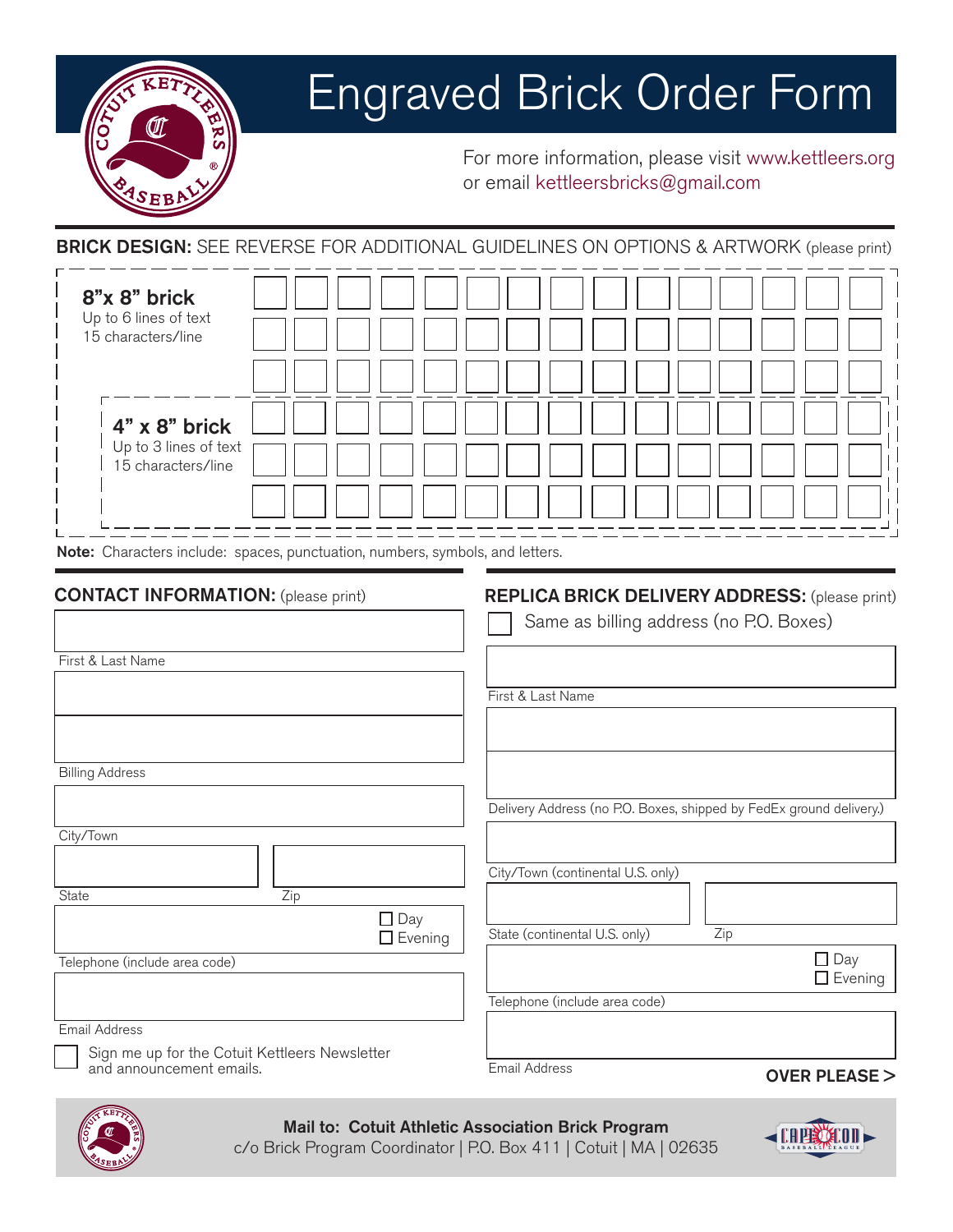# Engraved Brick Order Form

For more information, please visit www.kettleers.org
or email kettleersbricks@gmail.com

**BRICK DESIGN:** SEE REVERSE FOR ADDITIONAL GUIDELINES ON OPTIONS & ARTWORK (please print)

**8"x 8" brick**
Up to 6 lines of text
15 characters/line

**4" x 8" brick**
Up to 3 lines of text
15 characters/line

| | | | | | | | | | | | | | | |
|---|---|---|---|---|---|---|---|---|---|---|---|---|---|---|
| | | | | | | | | | | | | | | |
| | | | | | | | | | | | | | | |
| | | | | | | | | | | | | | | |
| | | | | | | | | | | | | | | |
| | | | | | | | | | | | | | | |
| | | | | | | | | | | | | | | |

**Note:** Characters include: spaces, punctuation, numbers, symbols, and letters.

## CONTACT INFORMATION: (please print)

First & Last Name

Billing Address

City/Town

State Zip

Telephone (include area code) ☐ Day ☐ Evening

Email Address

☐ Sign me up for the Cotuit Kettleers Newsletter and announcement emails.

## REPLICA BRICK DELIVERY ADDRESS: (please print)

☐ Same as billing address (no P.O. Boxes)

First & Last Name

Delivery Address (no P.O. Boxes, shipped by FedEx ground delivery.)

City/Town (continental U.S. only)

State (continental U.S. only) Zip

Telephone (include area code) ☐ Day ☐ Evening

Email Address

**OVER PLEASE >**

**Mail to: Cotuit Athletic Association Brick Program**
c/o Brick Program Coordinator | P.O. Box 411 | Cotuit | MA | 02635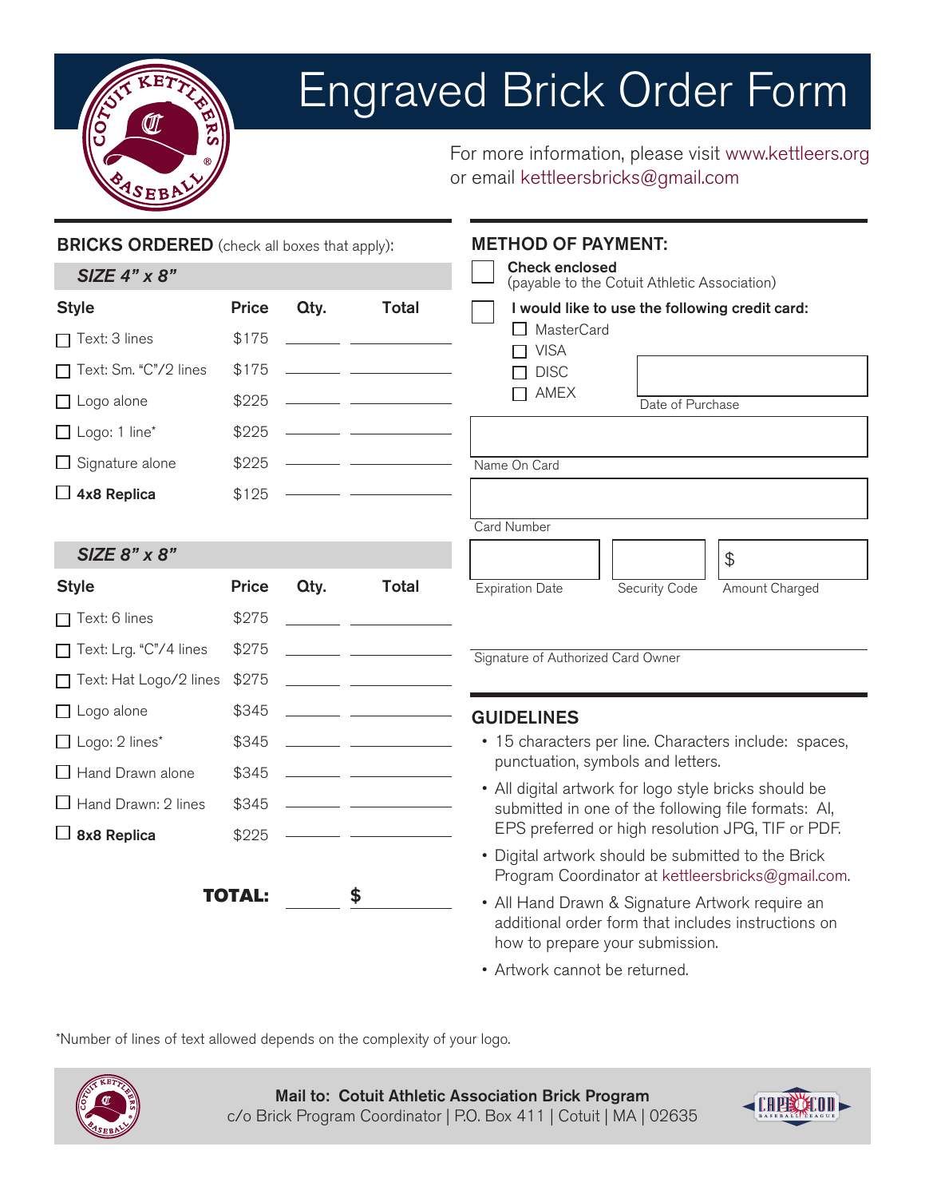# Engraved Brick Order Form

For more information, please visit www.kettleers.org
or email kettleersbricks@gmail.com

## BRICKS ORDERED (check all boxes that apply):

### *SIZE 4" x 8"*

| Style | Price | Qty. | Total |
|---|---|---|---|
| ☐ Text: 3 lines | $175 | | |
| ☐ Text: Sm. "C"/2 lines | $175 | | |
| ☐ Logo alone | $225 | | |
| ☐ Logo: 1 line* | $225 | | |
| ☐ Signature alone | $225 | | |
| ☐ **4x8 Replica** | $125 | | |

### *SIZE 8" x 8"*

| Style | Price | Qty. | Total |
|---|---|---|---|
| ☐ Text: 6 lines | $275 | | |
| ☐ Text: Lrg. "C"/4 lines | $275 | | |
| ☐ Text: Hat Logo/2 lines | $275 | | |
| ☐ Logo alone | $345 | | |
| ☐ Logo: 2 lines* | $345 | | |
| ☐ Hand Drawn alone | $345 | | |
| ☐ Hand Drawn: 2 lines | $345 | | |
| ☐ **8x8 Replica** | $225 | | |

**TOTAL:** ______ **$** ______

## METHOD OF PAYMENT:

☐ **Check enclosed**
(payable to the Cotuit Athletic Association)

☐ **I would like to use the following credit card:**

- ☐ MasterCard
- ☐ VISA
- ☐ DISC
- ☐ AMEX

Date of Purchase

Name On Card

Card Number

Expiration Date | Security Code | $ Amount Charged

Signature of Authorized Card Owner

## GUIDELINES

- 15 characters per line. Characters include: spaces, punctuation, symbols and letters.
- All digital artwork for logo style bricks should be submitted in one of the following file formats: AI, EPS preferred or high resolution JPG, TIF or PDF.
- Digital artwork should be submitted to the Brick Program Coordinator at kettleersbricks@gmail.com.
- All Hand Drawn & Signature Artwork require an additional order form that includes instructions on how to prepare your submission.
- Artwork cannot be returned.

*Number of lines of text allowed depends on the complexity of your logo.

**Mail to: Cotuit Athletic Association Brick Program**
c/o Brick Program Coordinator | P.O. Box 411 | Cotuit | MA | 02635